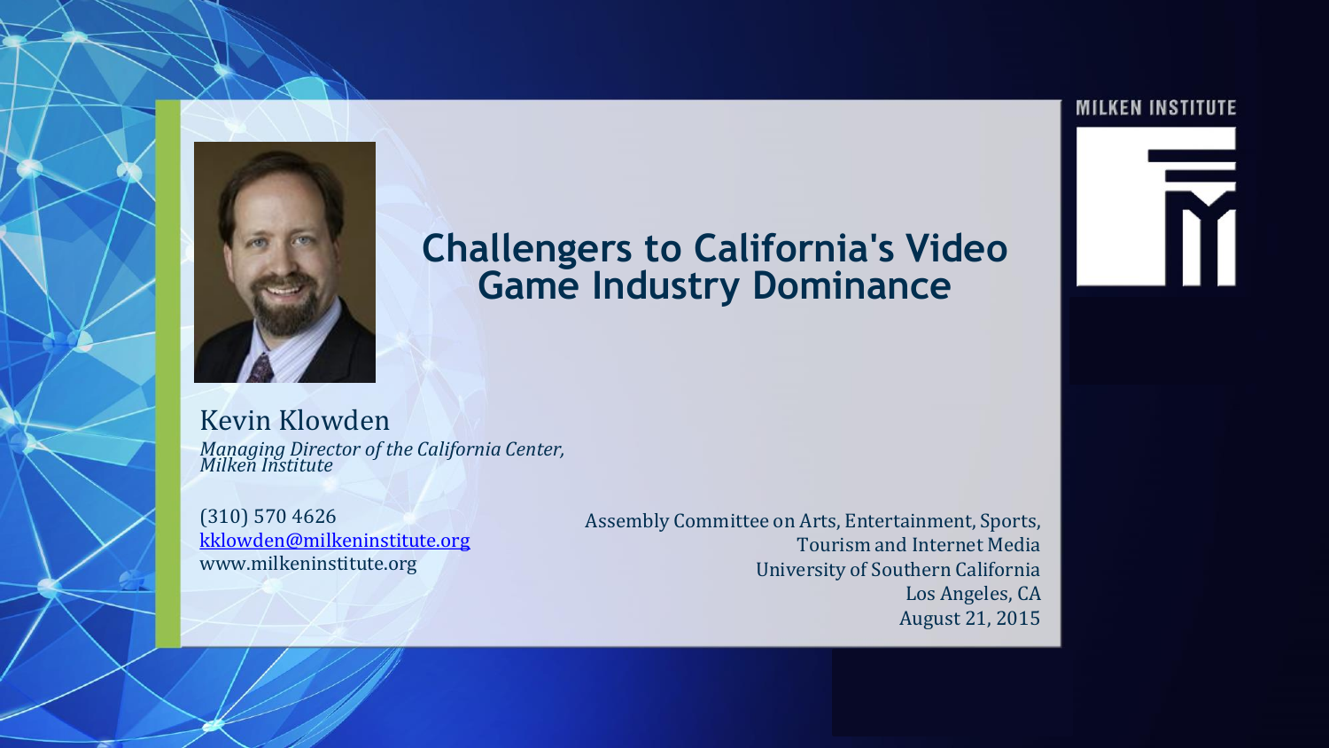# Challengers to California's Video Game Industry Dominance

Kevin Klowden

*Managing Director of the California Center, Milken Institute*

(310) 570 4626
kklowden@milkeninstitute.org
www.milkeninstitute.org

Assembly Committee on Arts, Entertainment, Sports, Tourism and Internet Media
University of Southern California
Los Angeles, CA
August 21, 2015

MILKEN INSTITUTE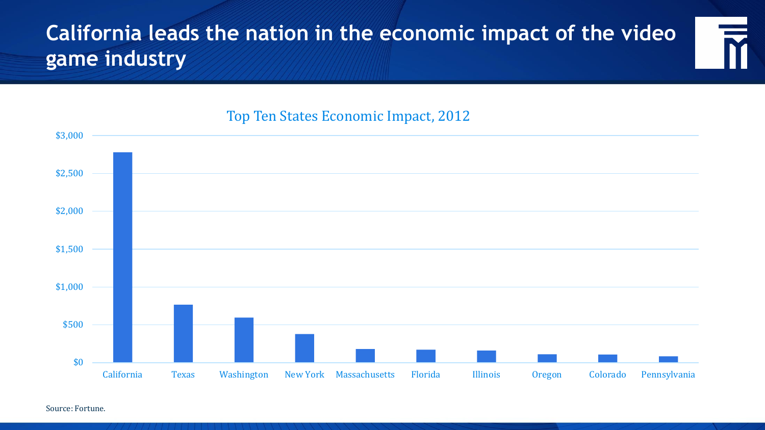# California leads the nation in the economic impact of the video game industry

Top Ten States Economic Impact, 2012

$3,000
$2,500
$2,000
$1,500
$1,000
$500
$0

California, Texas, Washington, New York, Massachusetts, Florida, Illinois, Oregon, Colorado, Pennsylvania

Source: Fortune.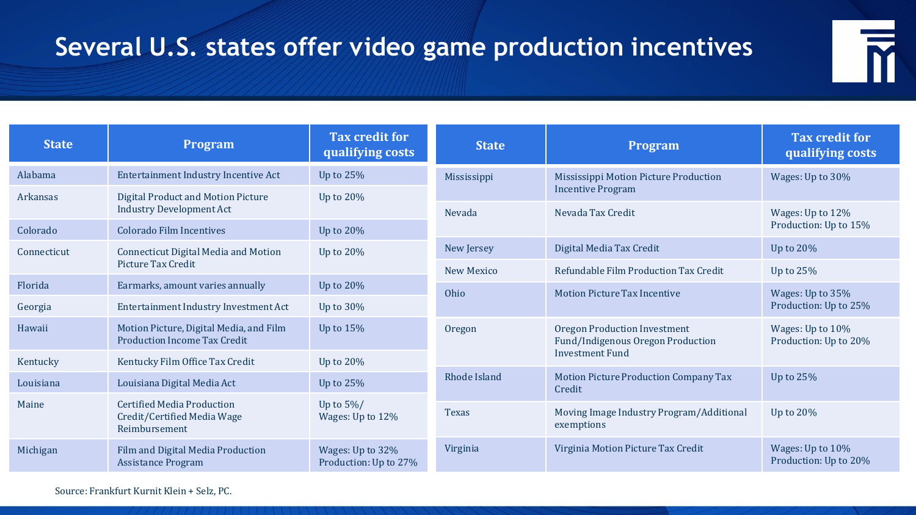# Several U.S. states offer video game production incentives

| State | Program | Tax credit for qualifying costs |
|---|---|---|
| Alabama | Entertainment Industry Incentive Act | Up to 25% |
| Arkansas | Digital Product and Motion Picture Industry Development Act | Up to 20% |
| Colorado | Colorado Film Incentives | Up to 20% |
| Connecticut | Connecticut Digital Media and Motion Picture Tax Credit | Up to 20% |
| Florida | Earmarks, amount varies annually | Up to 20% |
| Georgia | Entertainment Industry Investment Act | Up to 30% |
| Hawaii | Motion Picture, Digital Media, and Film Production Income Tax Credit | Up to 15% |
| Kentucky | Kentucky Film Office Tax Credit | Up to 20% |
| Louisiana | Louisiana Digital Media Act | Up to 25% |
| Maine | Certified Media Production Credit/Certified Media Wage Reimbursement | Up to 5%/ Wages: Up to 12% |
| Michigan | Film and Digital Media Production Assistance Program | Wages: Up to 32% Production: Up to 27% |
| Mississippi | Mississippi Motion Picture Production Incentive Program | Wages: Up to 30% |
| Nevada | Nevada Tax Credit | Wages: Up to 12% Production: Up to 15% |
| New Jersey | Digital Media Tax Credit | Up to 20% |
| New Mexico | Refundable Film Production Tax Credit | Up to 25% |
| Ohio | Motion Picture Tax Incentive | Wages: Up to 35% Production: Up to 25% |
| Oregon | Oregon Production Investment Fund/Indigenous Oregon Production Investment Fund | Wages: Up to 10% Production: Up to 20% |
| Rhode Island | Motion Picture Production Company Tax Credit | Up to 25% |
| Texas | Moving Image Industry Program/Additional exemptions | Up to 20% |
| Virginia | Virginia Motion Picture Tax Credit | Wages: Up to 10% Production: Up to 20% |

Source: Frankfurt Kurnit Klein + Selz, PC.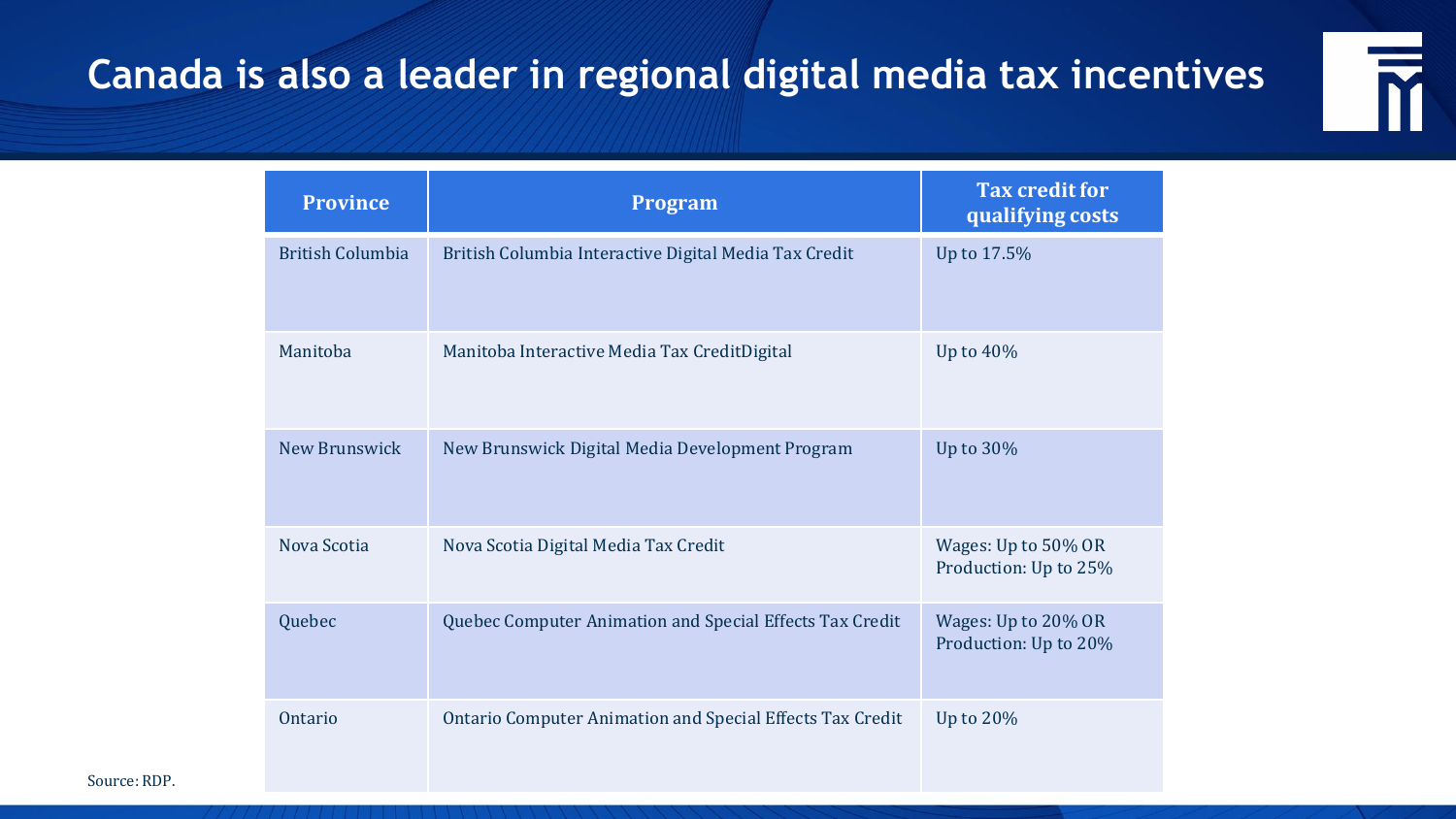# Canada is also a leader in regional digital media tax incentives

| Province | Program | Tax credit for qualifying costs |
| --- | --- | --- |
| British Columbia | British Columbia Interactive Digital Media Tax Credit | Up to 17.5% |
| Manitoba | Manitoba Interactive Media Tax CreditDigital | Up to 40% |
| New Brunswick | New Brunswick Digital Media Development Program | Up to 30% |
| Nova Scotia | Nova Scotia Digital Media Tax Credit | Wages: Up to 50% OR Production: Up to 25% |
| Quebec | Quebec Computer Animation and Special Effects Tax Credit | Wages: Up to 20% OR Production: Up to 20% |
| Ontario | Ontario Computer Animation and Special Effects Tax Credit | Up to 20% |

Source: RDP.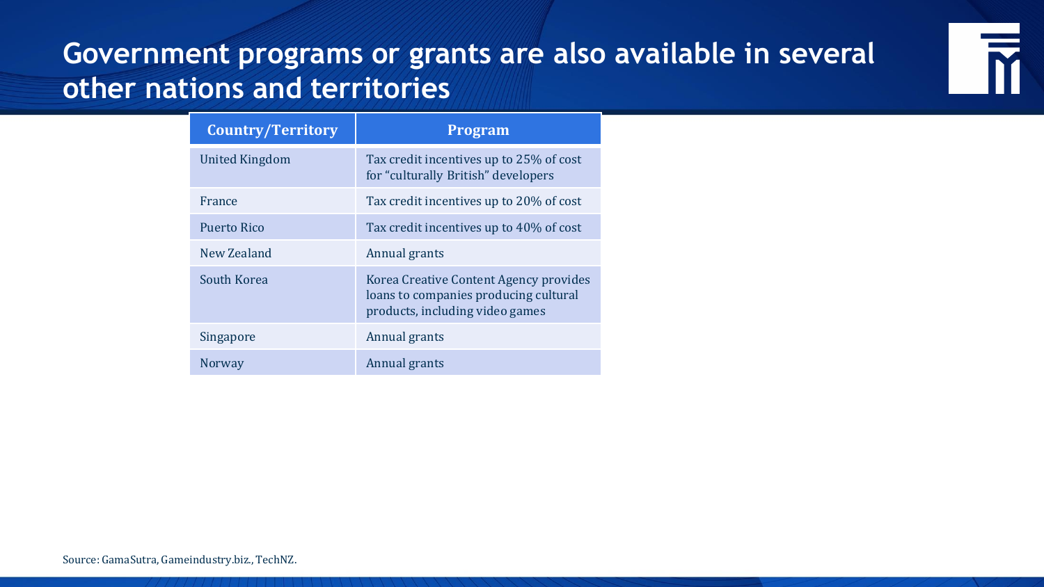# Government programs or grants are also available in several other nations and territories

| Country/Territory | Program |
|---|---|
| United Kingdom | Tax credit incentives up to 25% of cost for "culturally British" developers |
| France | Tax credit incentives up to 20% of cost |
| Puerto Rico | Tax credit incentives up to 40% of cost |
| New Zealand | Annual grants |
| South Korea | Korea Creative Content Agency provides loans to companies producing cultural products, including video games |
| Singapore | Annual grants |
| Norway | Annual grants |

Source: GamaSutra, Gameindustry.biz., TechNZ.